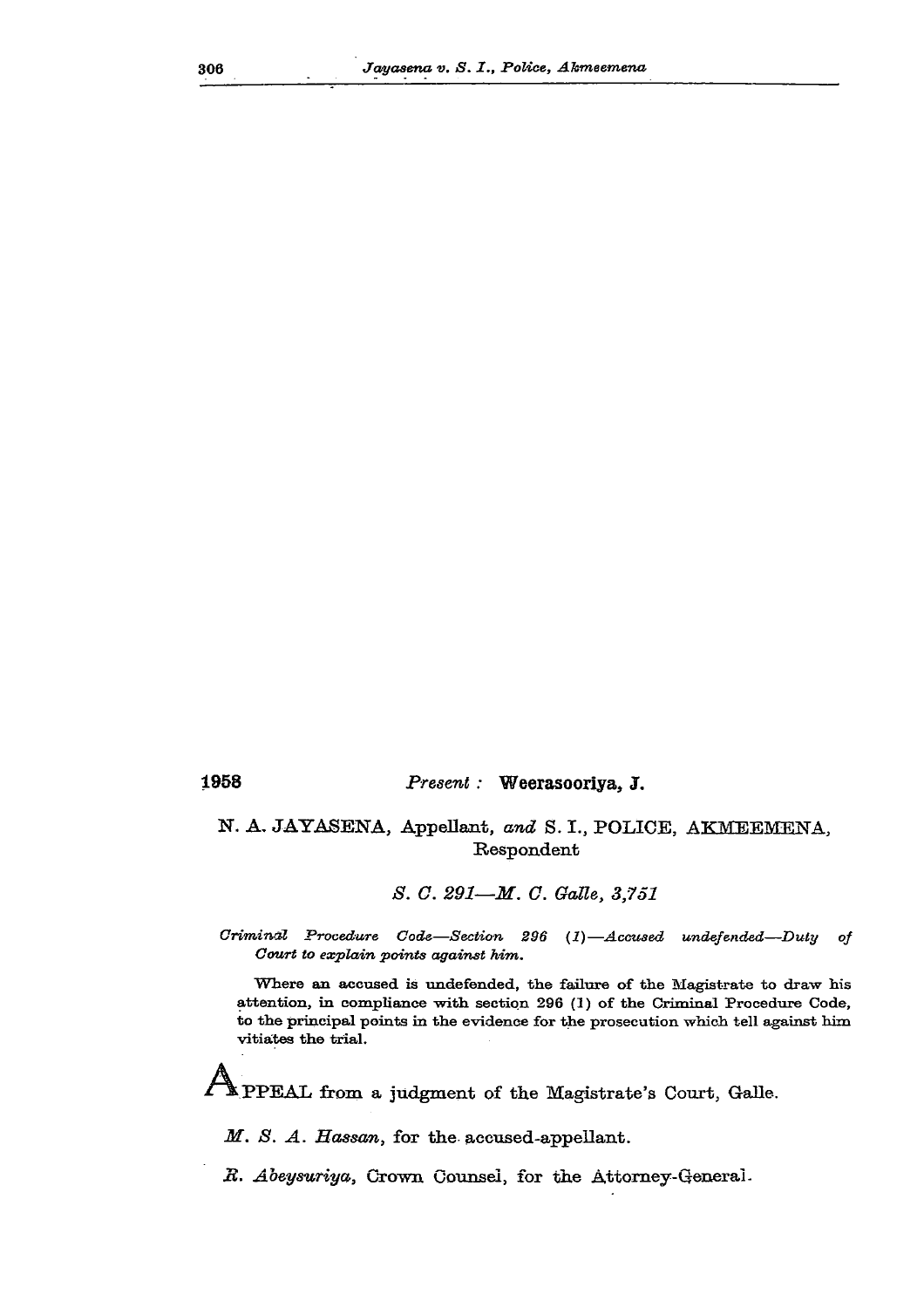1958 *Present :* **Weerasooriya, J.**

N. A. JAYASENA, Appellant, *and* S. I., POLICE, AKMEEMENA, Respondent

*S. C. 291—M. C. Galle, 3,751*

*Criminal Procedure Code—Section 296 (1)—Accused undefended—Duty of Court to explain points against him.*

Where an accused is undefended, the failure of the Magistrate to draw his attention, in compliance with section 296 (1) of the Criminal Procedure Code, to the principal points in the evidence for the prosecution which tell against him vitiates the trial.

APPEAL from a judgment of the Magistrate's Court, Galle.

*M. S. A. Hassan,* for the accused-appellant.

*R. Abeysuriya,* Crown Counsel, for the Attorney-General.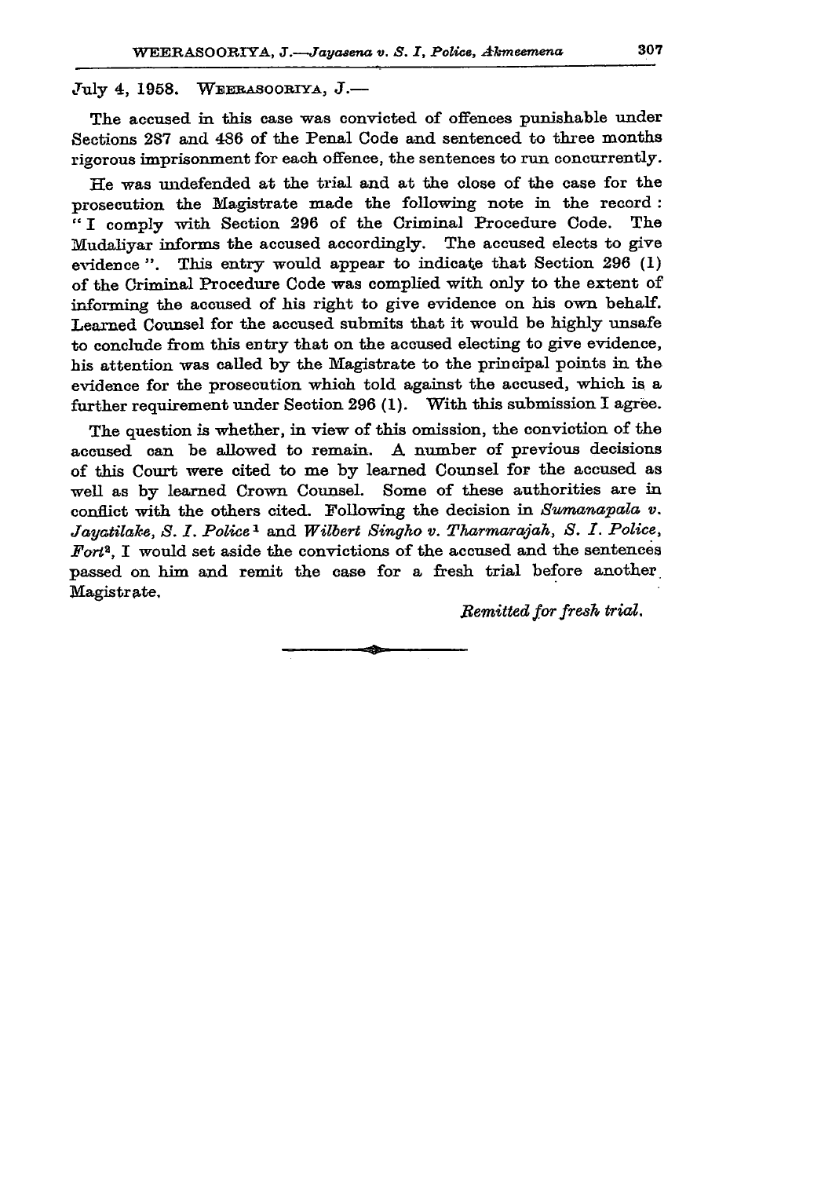July 4, 1958. WEERASOORIYA, J.—

The accused in this case was convicted of offences punishable under Sections 287 and 486 of the Penal Code and sentenced to three months rigorous imprisonment for each offence, the sentences to run concurrently.

He was undefended at the trial and at the close of the case for the prosecution the Magistrate made the following note in the record : " I comply with Section 296 of the Criminal Procedure Code. The Mudaliyar informs the accused accordingly. The accused elects to give evidence ". This entry would appear to indicate that Section 296 (1) of the Criminal Procedure Code was complied with only to the extent of informing the accused of his right to give evidence on his own behalf. Learned Counsel for the accused submits that it would be highly unsafe to conclude from this entry that on the accused electing to give evidence, his attention was called by the Magistrate to the principal points in the evidence for the prosecution which told against the accused, which is a further requirement under Section 296 (1). With this submission I agree.

The question is whether, in view of this omission, the conviction of the accused can be allowed to remain. A number of previous decisions of this Court were cited to me by learned Counsel for the accused as well as by learned Crown Counsel. Some of these authorities are in conflict with the others cited. Following the decision in *Sumanapala v. Jayatilake, S. I. Police* [1] and *Wilbert Singho v. Tharmarajah, S. I. Police, Fort* [2], I would set aside the convictions of the accused and the sentences passed on him and remit the case for a fresh trial before another Magistrate.

*Remitted for fresh trial.*